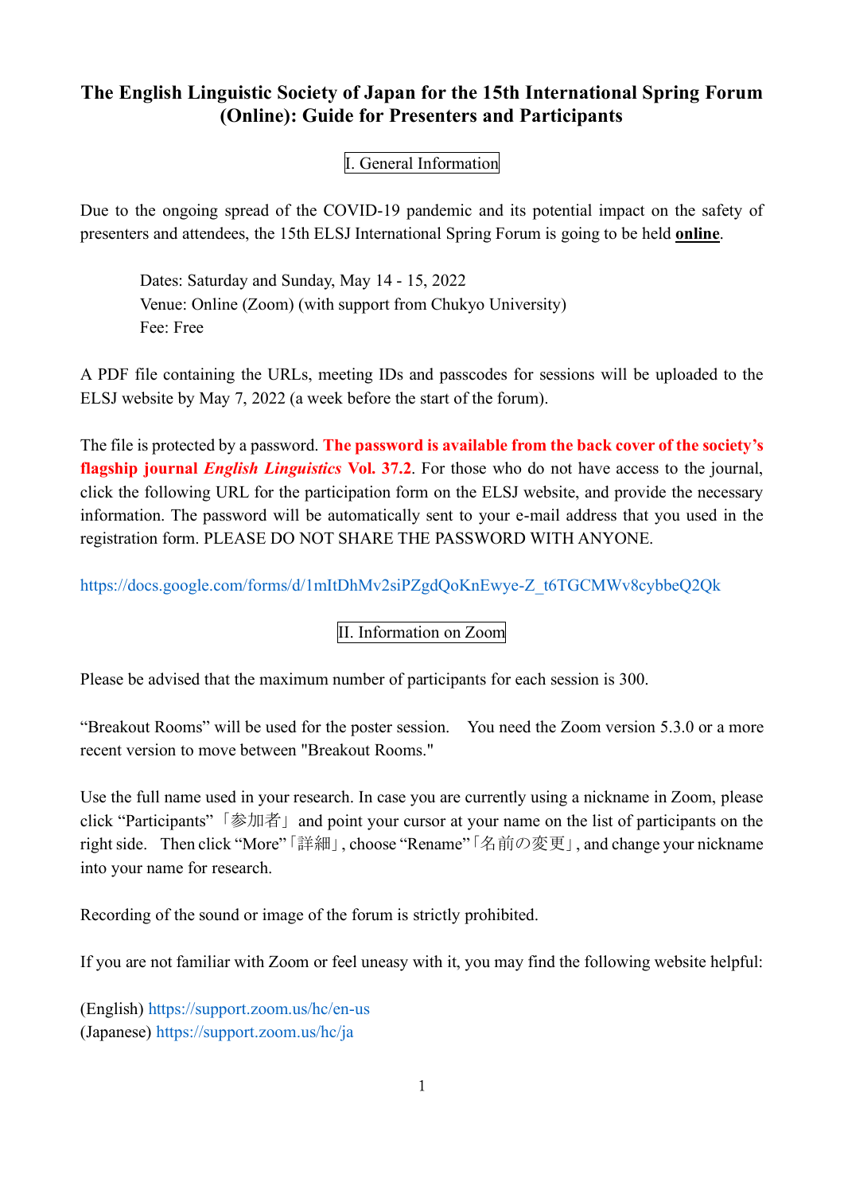# The English Linguistic Society of Japan for the 15th International Spring Forum (Online): Guide for Presenters and Participants

## I. General Information

Due to the ongoing spread of the COVID-19 pandemic and its potential impact on the safety of presenters and attendees, the 15th ELSJ International Spring Forum is going to be held **online**.

Dates: Saturday and Sunday, May 14 - 15, 2022
Venue: Online (Zoom) (with support from Chukyo University)
Fee: Free

A PDF file containing the URLs, meeting IDs and passcodes for sessions will be uploaded to the ELSJ website by May 7, 2022 (a week before the start of the forum).

The file is protected by a password. **The password is available from the back cover of the society's flagship journal *English Linguistics* Vol. 37.2**. For those who do not have access to the journal, click the following URL for the participation form on the ELSJ website, and provide the necessary information. The password will be automatically sent to your e-mail address that you used in the registration form. PLEASE DO NOT SHARE THE PASSWORD WITH ANYONE.

https://docs.google.com/forms/d/1mItDhMv2siPZgdQoKnEwye-Z_t6TGCMWv8cybbeQ2Qk

## II. Information on Zoom

Please be advised that the maximum number of participants for each session is 300.

"Breakout Rooms" will be used for the poster session. You need the Zoom version 5.3.0 or a more recent version to move between "Breakout Rooms."

Use the full name used in your research. In case you are currently using a nickname in Zoom, please click "Participants"「参加者」and point your cursor at your name on the list of participants on the right side. Then click "More"「詳細」, choose "Rename"「名前の変更」, and change your nickname into your name for research.

Recording of the sound or image of the forum is strictly prohibited.

If you are not familiar with Zoom or feel uneasy with it, you may find the following website helpful:

(English) https://support.zoom.us/hc/en-us
(Japanese) https://support.zoom.us/hc/ja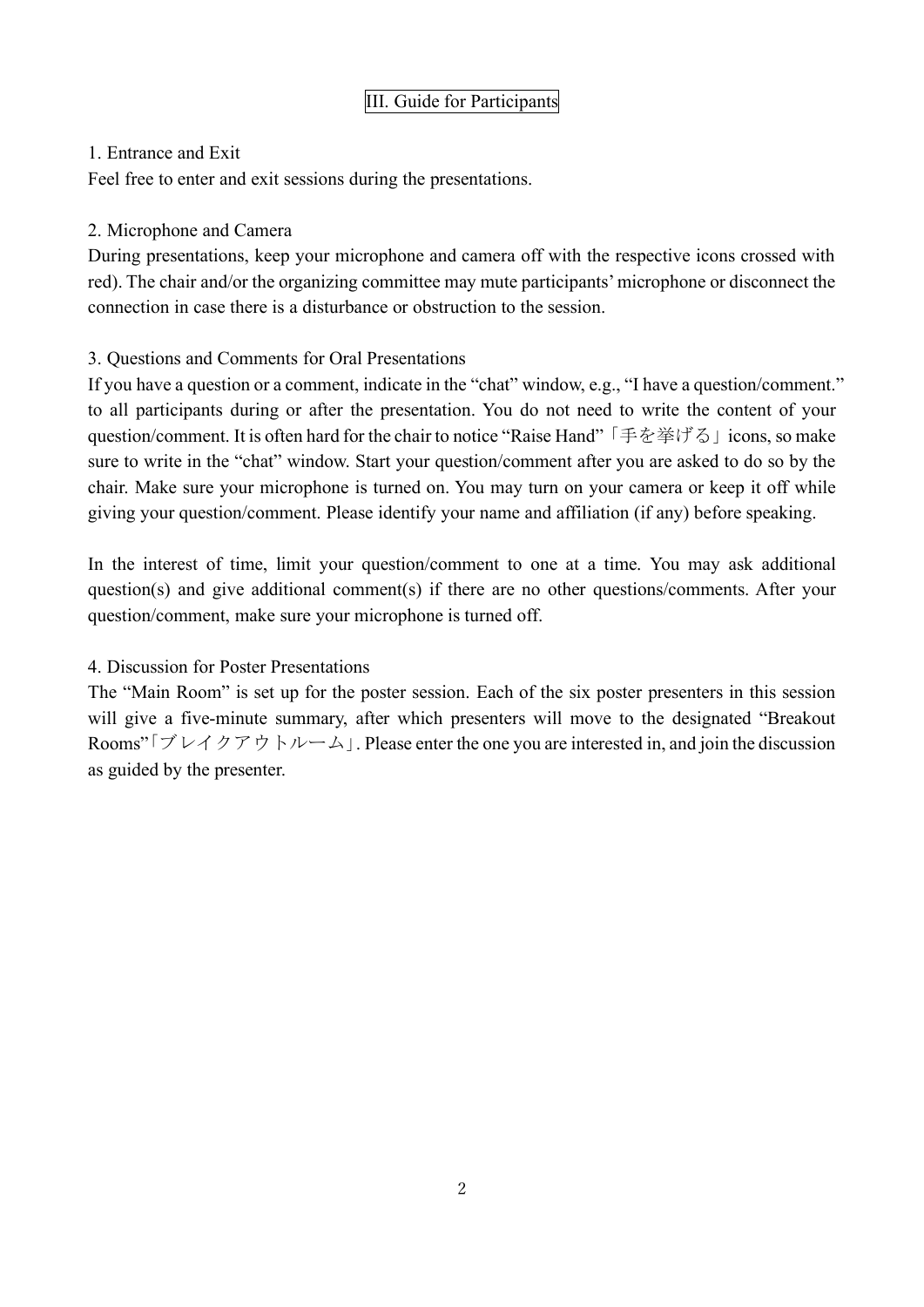## III. Guide for Participants

### 1. Entrance and Exit

Feel free to enter and exit sessions during the presentations.

### 2. Microphone and Camera

During presentations, keep your microphone and camera off with the respective icons crossed with red). The chair and/or the organizing committee may mute participants' microphone or disconnect the connection in case there is a disturbance or obstruction to the session.

### 3. Questions and Comments for Oral Presentations

If you have a question or a comment, indicate in the "chat" window, e.g., "I have a question/comment." to all participants during or after the presentation. You do not need to write the content of your question/comment. It is often hard for the chair to notice "Raise Hand"「手を挙げる」icons, so make sure to write in the "chat" window. Start your question/comment after you are asked to do so by the chair. Make sure your microphone is turned on. You may turn on your camera or keep it off while giving your question/comment. Please identify your name and affiliation (if any) before speaking.

In the interest of time, limit your question/comment to one at a time. You may ask additional question(s) and give additional comment(s) if there are no other questions/comments. After your question/comment, make sure your microphone is turned off.

### 4. Discussion for Poster Presentations

The "Main Room" is set up for the poster session. Each of the six poster presenters in this session will give a five-minute summary, after which presenters will move to the designated "Breakout Rooms"「ブレイクアウトルーム」. Please enter the one you are interested in, and join the discussion as guided by the presenter.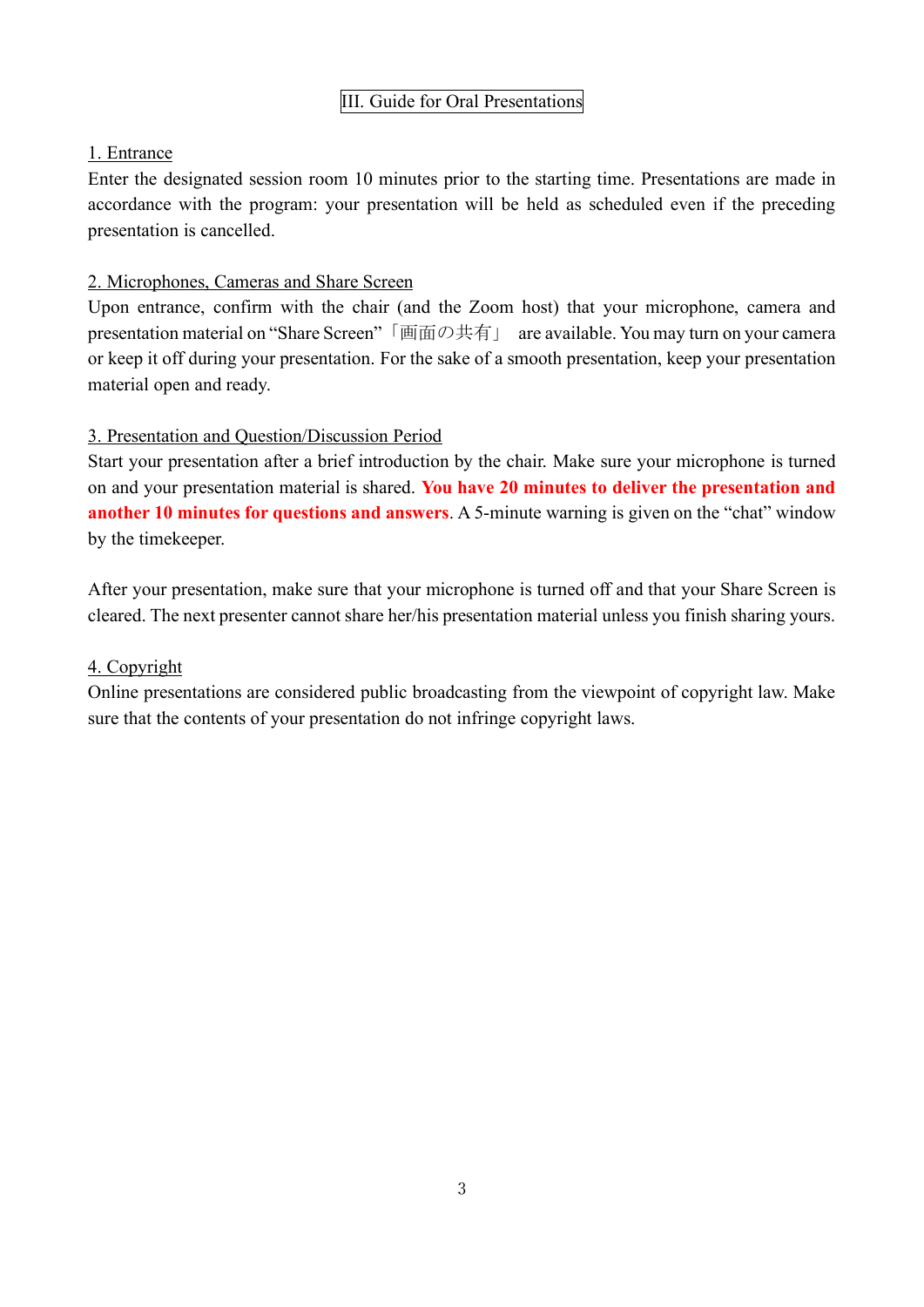# III. Guide for Oral Presentations

## 1. Entrance

Enter the designated session room 10 minutes prior to the starting time. Presentations are made in accordance with the program: your presentation will be held as scheduled even if the preceding presentation is cancelled.

## 2. Microphones, Cameras and Share Screen

Upon entrance, confirm with the chair (and the Zoom host) that your microphone, camera and presentation material on "Share Screen"「画面の共有」 are available. You may turn on your camera or keep it off during your presentation. For the sake of a smooth presentation, keep your presentation material open and ready.

## 3. Presentation and Question/Discussion Period

Start your presentation after a brief introduction by the chair. Make sure your microphone is turned on and your presentation material is shared. **You have 20 minutes to deliver the presentation and another 10 minutes for questions and answers**. A 5-minute warning is given on the "chat" window by the timekeeper.

After your presentation, make sure that your microphone is turned off and that your Share Screen is cleared. The next presenter cannot share her/his presentation material unless you finish sharing yours.

## 4. Copyright

Online presentations are considered public broadcasting from the viewpoint of copyright law. Make sure that the contents of your presentation do not infringe copyright laws.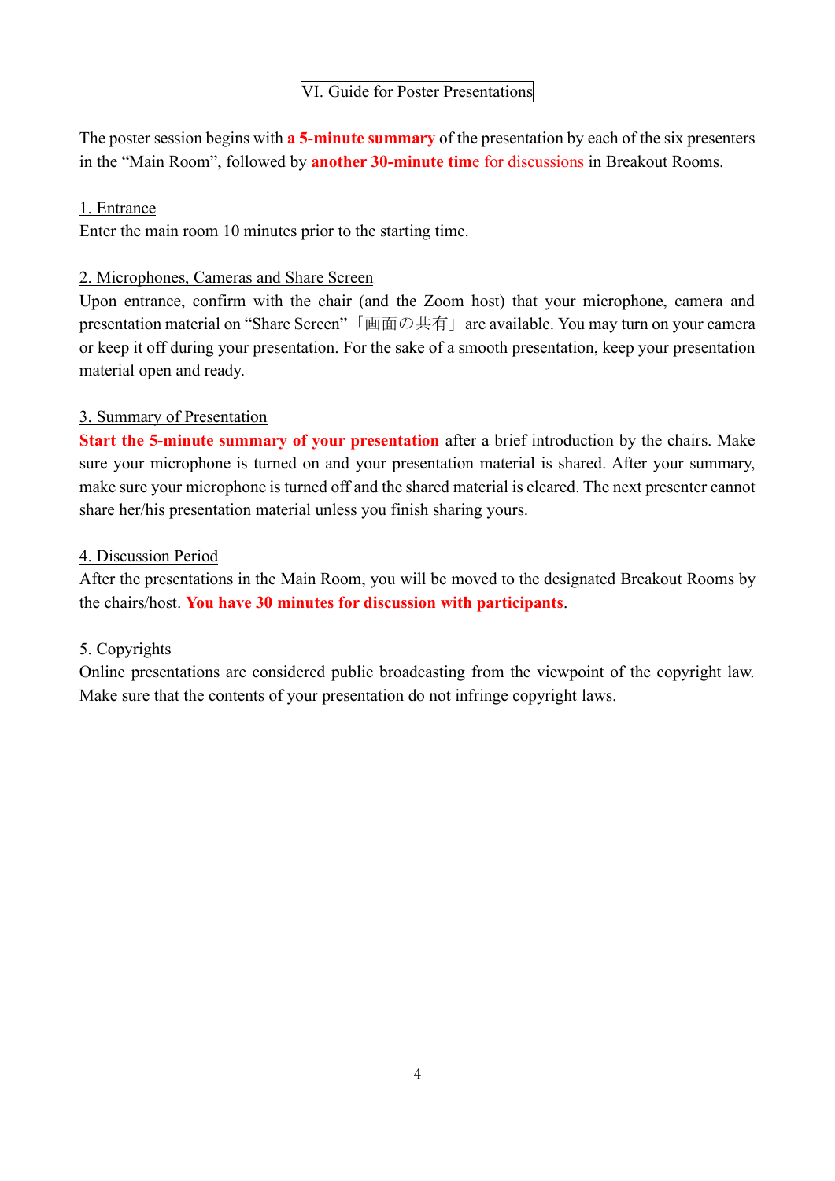# VI. Guide for Poster Presentations

The poster session begins with **a 5-minute summary** of the presentation by each of the six presenters in the "Main Room", followed by **another 30-minute time** for discussions in Breakout Rooms.

## 1. Entrance

Enter the main room 10 minutes prior to the starting time.

## 2. Microphones, Cameras and Share Screen

Upon entrance, confirm with the chair (and the Zoom host) that your microphone, camera and presentation material on "Share Screen"「画面の共有」are available. You may turn on your camera or keep it off during your presentation. For the sake of a smooth presentation, keep your presentation material open and ready.

## 3. Summary of Presentation

**Start the 5-minute summary of your presentation** after a brief introduction by the chairs. Make sure your microphone is turned on and your presentation material is shared. After your summary, make sure your microphone is turned off and the shared material is cleared. The next presenter cannot share her/his presentation material unless you finish sharing yours.

## 4. Discussion Period

After the presentations in the Main Room, you will be moved to the designated Breakout Rooms by the chairs/host. **You have 30 minutes for discussion with participants**.

## 5. Copyrights

Online presentations are considered public broadcasting from the viewpoint of the copyright law. Make sure that the contents of your presentation do not infringe copyright laws.